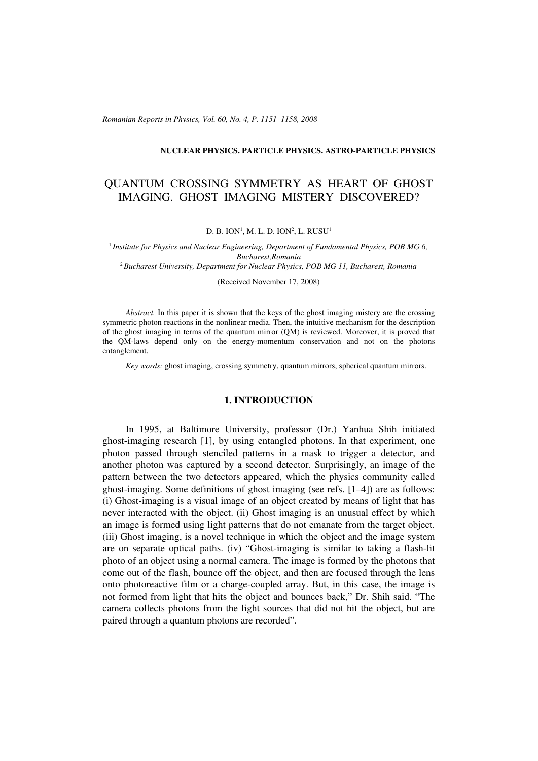NUCLEAR PHYSICS. PARTICLE PHYSICS. ASTRO-PARTICLE PHYSICS

# QUANTUM CROSSING SYMMETRY AS HEART OF GHOST IMAGING. GHOST IMAGING MISTERY DISCOVERED?

D. B. ION[1], M. L. D. ION[2], L. RUSU[1]

[1] *Institute for Physics and Nuclear Engineering, Department of Fundamental Physics, POB MG 6, Bucharest,Romania*

[2] *Bucharest University, Department for Nuclear Physics, POB MG 11, Bucharest, Romania*

(Received November 17, 2008)

*Abstract.* In this paper it is shown that the keys of the ghost imaging mistery are the crossing symmetric photon reactions in the nonlinear media. Then, the intuitive mechanism for the description of the ghost imaging in terms of the quantum mirror (QM) is reviewed. Moreover, it is proved that the QM-laws depend only on the energy-momentum conservation and not on the photons entanglement.

*Key words:* ghost imaging, crossing symmetry, quantum mirrors, spherical quantum mirrors.

## 1. INTRODUCTION

In 1995, at Baltimore University, professor (Dr.) Yanhua Shih initiated ghost-imaging research [1], by using entangled photons. In that experiment, one photon passed through stenciled patterns in a mask to trigger a detector, and another photon was captured by a second detector. Surprisingly, an image of the pattern between the two detectors appeared, which the physics community called ghost-imaging. Some definitions of ghost imaging (see refs. [1–4]) are as follows: (i) Ghost-imaging is a visual image of an object created by means of light that has never interacted with the object. (ii) Ghost imaging is an unusual effect by which an image is formed using light patterns that do not emanate from the target object. (iii) Ghost imaging, is a novel technique in which the object and the image system are on separate optical paths. (iv) "Ghost-imaging is similar to taking a flash-lit photo of an object using a normal camera. The image is formed by the photons that come out of the flash, bounce off the object, and then are focused through the lens onto photoreactive film or a charge-coupled array. But, in this case, the image is not formed from light that hits the object and bounces back," Dr. Shih said. "The camera collects photons from the light sources that did not hit the object, but are paired through a quantum photons are recorded".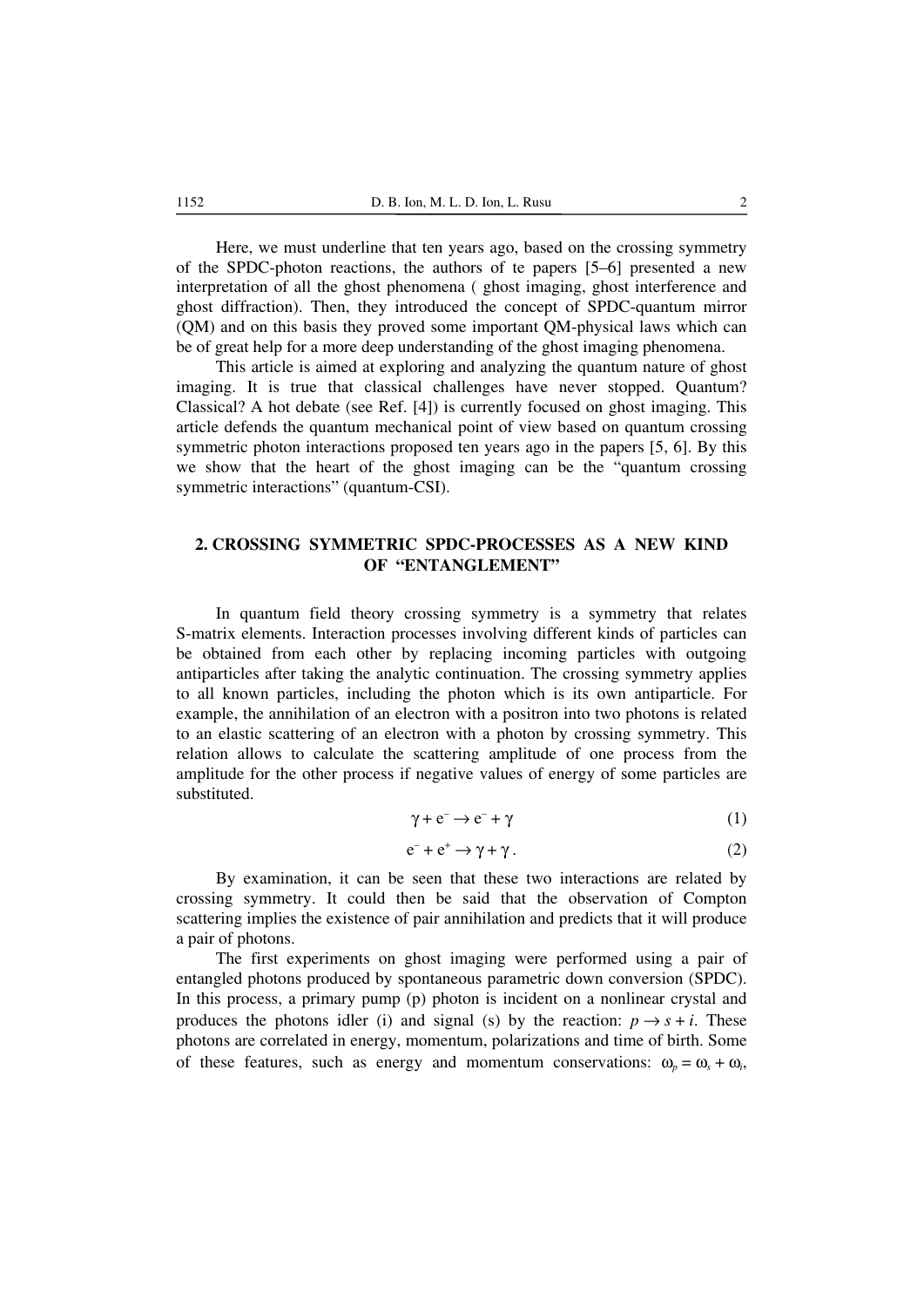Here, we must underline that ten years ago, based on the crossing symmetry of the SPDC-photon reactions, the authors of te papers [5–6] presented a new interpretation of all the ghost phenomena ( ghost imaging, ghost interference and ghost diffraction). Then, they introduced the concept of SPDC-quantum mirror (QM) and on this basis they proved some important QM-physical laws which can be of great help for a more deep understanding of the ghost imaging phenomena.

This article is aimed at exploring and analyzing the quantum nature of ghost imaging. It is true that classical challenges have never stopped. Quantum? Classical? A hot debate (see Ref. [4]) is currently focused on ghost imaging. This article defends the quantum mechanical point of view based on quantum crossing symmetric photon interactions proposed ten years ago in the papers [5, 6]. By this we show that the heart of the ghost imaging can be the "quantum crossing symmetric interactions" (quantum-CSI).

## 2. CROSSING SYMMETRIC SPDC-PROCESSES AS A NEW KIND OF "ENTANGLEMENT"

In quantum field theory crossing symmetry is a symmetry that relates S-matrix elements. Interaction processes involving different kinds of particles can be obtained from each other by replacing incoming particles with outgoing antiparticles after taking the analytic continuation. The crossing symmetry applies to all known particles, including the photon which is its own antiparticle. For example, the annihilation of an electron with a positron into two photons is related to an elastic scattering of an electron with a photon by crossing symmetry. This relation allows to calculate the scattering amplitude of one process from the amplitude for the other process if negative values of energy of some particles are substituted.

$$\gamma + e^- \rightarrow e^- + \gamma \tag{1}$$

$$e^- + e^+ \rightarrow \gamma + \gamma \, . \tag{2}$$

By examination, it can be seen that these two interactions are related by crossing symmetry. It could then be said that the observation of Compton scattering implies the existence of pair annihilation and predicts that it will produce a pair of photons.

The first experiments on ghost imaging were performed using a pair of entangled photons produced by spontaneous parametric down conversion (SPDC). In this process, a primary pump (p) photon is incident on a nonlinear crystal and produces the photons idler (i) and signal (s) by the reaction: $p \rightarrow s + i$. These photons are correlated in energy, momentum, polarizations and time of birth. Some of these features, such as energy and momentum conservations: $\omega_p = \omega_s + \omega_i$,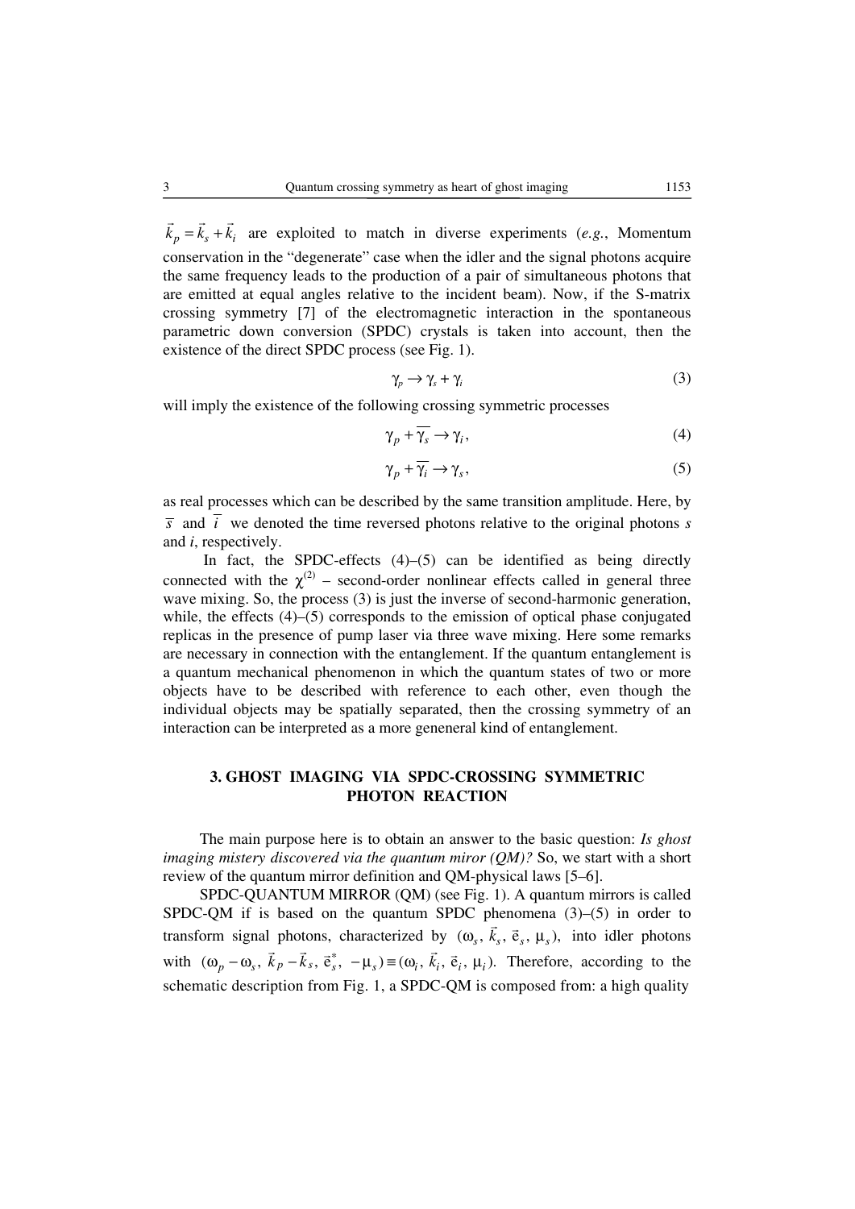$\vec{k}_p = \vec{k}_s + \vec{k}_i$ are exploited to match in diverse experiments (*e.g.*, Momentum conservation in the "degenerate" case when the idler and the signal photons acquire the same frequency leads to the production of a pair of simultaneous photons that are emitted at equal angles relative to the incident beam). Now, if the S-matrix crossing symmetry [7] of the electromagnetic interaction in the spontaneous parametric down conversion (SPDC) crystals is taken into account, then the existence of the direct SPDC process (see Fig. 1).

$$\gamma_p \to \gamma_s + \gamma_i \tag{3}$$

will imply the existence of the following crossing symmetric processes

$$\gamma_p + \overline{\gamma_s} \to \gamma_i, \tag{4}$$

$$\gamma_p + \overline{\gamma_i} \to \gamma_s, \tag{5}$$

as real processes which can be described by the same transition amplitude. Here, by $\overline{s}$ and $\overline{i}$ we denoted the time reversed photons relative to the original photons *s* and *i*, respectively.

In fact, the SPDC-effects (4)–(5) can be identified as being directly connected with the $\chi^{(2)}$ – second-order nonlinear effects called in general three wave mixing. So, the process (3) is just the inverse of second-harmonic generation, while, the effects (4)–(5) corresponds to the emission of optical phase conjugated replicas in the presence of pump laser via three wave mixing. Here some remarks are necessary in connection with the entanglement. If the quantum entanglement is a quantum mechanical phenomenon in which the quantum states of two or more objects have to be described with reference to each other, even though the individual objects may be spatially separated, then the crossing symmetry of an interaction can be interpreted as a more geneneral kind of entanglement.

## 3. GHOST IMAGING VIA SPDC-CROSSING SYMMETRIC PHOTON REACTION

The main purpose here is to obtain an answer to the basic question: *Is ghost imaging mistery discovered via the quantum miror (QM)?* So, we start with a short review of the quantum mirror definition and QM-physical laws [5–6].

SPDC-QUANTUM MIRROR (QM) (see Fig. 1). A quantum mirrors is called SPDC-QM if is based on the quantum SPDC phenomena (3)–(5) in order to transform signal photons, characterized by $(\omega_s, \vec{k}_s, \vec{e}_s, \mu_s)$, into idler photons with $(\omega_p - \omega_s, \vec{k}_p - \vec{k}_s, \vec{e}_s^{\,*}, -\mu_s) \equiv (\omega_i, \vec{k}_i, \vec{e}_i, \mu_i)$. Therefore, according to the schematic description from Fig. 1, a SPDC-QM is composed from: a high quality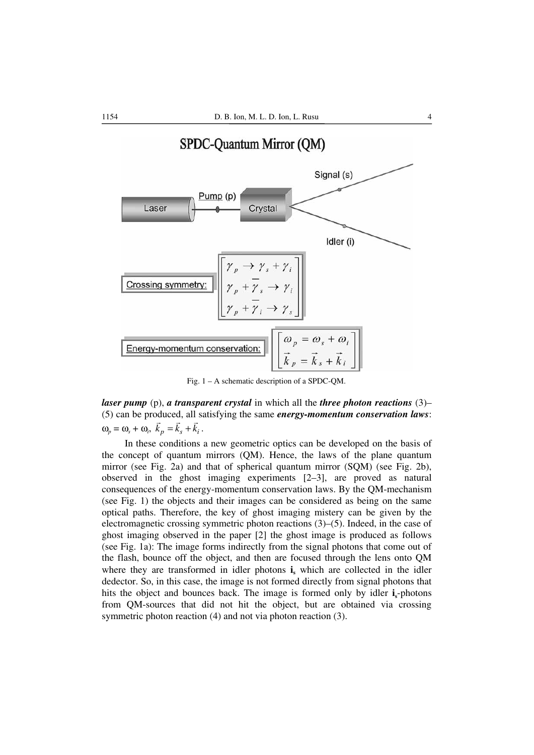SPDC-Quantum Mirror (QM)

Signal (s)

Pump (p)

Laser

Crystal

Idler (i)

Crossing symmetry:

$$\begin{bmatrix} \gamma_p \to \gamma_s + \gamma_i \\ \gamma_p + \overline{\gamma}_s \to \gamma_i \\ \gamma_p + \overline{\gamma}_i \to \gamma_s \end{bmatrix}$$

Energy-momentum conservation:

$$\begin{bmatrix} \omega_p = \omega_s + \omega_i \\ \vec{k}_p = \vec{k}_s + \vec{k}_i \end{bmatrix}$$

Fig. 1 – A schematic description of a SPDC-QM.

***laser pump*** (p), ***a transparent crystal*** in which all the ***three photon reactions*** (3)–(5) can be produced, all satisfying the same ***energy-momentum conservation laws***: $\omega_p = \omega_s + \omega_i$, $\vec{k}_p = \vec{k}_s + \vec{k}_i$.

In these conditions a new geometric optics can be developed on the basis of the concept of quantum mirrors (QM). Hence, the laws of the plane quantum mirror (see Fig. 2a) and that of spherical quantum mirror (SQM) (see Fig. 2b), observed in the ghost imaging experiments [2–3], are proved as natural consequences of the energy-momentum conservation laws. By the QM-mechanism (see Fig. 1) the objects and their images can be considered as being on the same optical paths. Therefore, the key of ghost imaging mistery can be given by the electromagnetic crossing symmetric photon reactions (3)–(5). Indeed, in the case of ghost imaging observed in the paper [2] the ghost image is produced as follows (see Fig. 1a): The image forms indirectly from the signal photons that come out of the flash, bounce off the object, and then are focused through the lens onto QM where they are transformed in idler photons $\mathbf{i_s}$ which are collected in the idler dedector. So, in this case, the image is not formed directly from signal photons that hits the object and bounces back. The image is formed only by idler $\mathbf{i_s}$-photons from QM-sources that did not hit the object, but are obtained via crossing symmetric photon reaction (4) and not via photon reaction (3).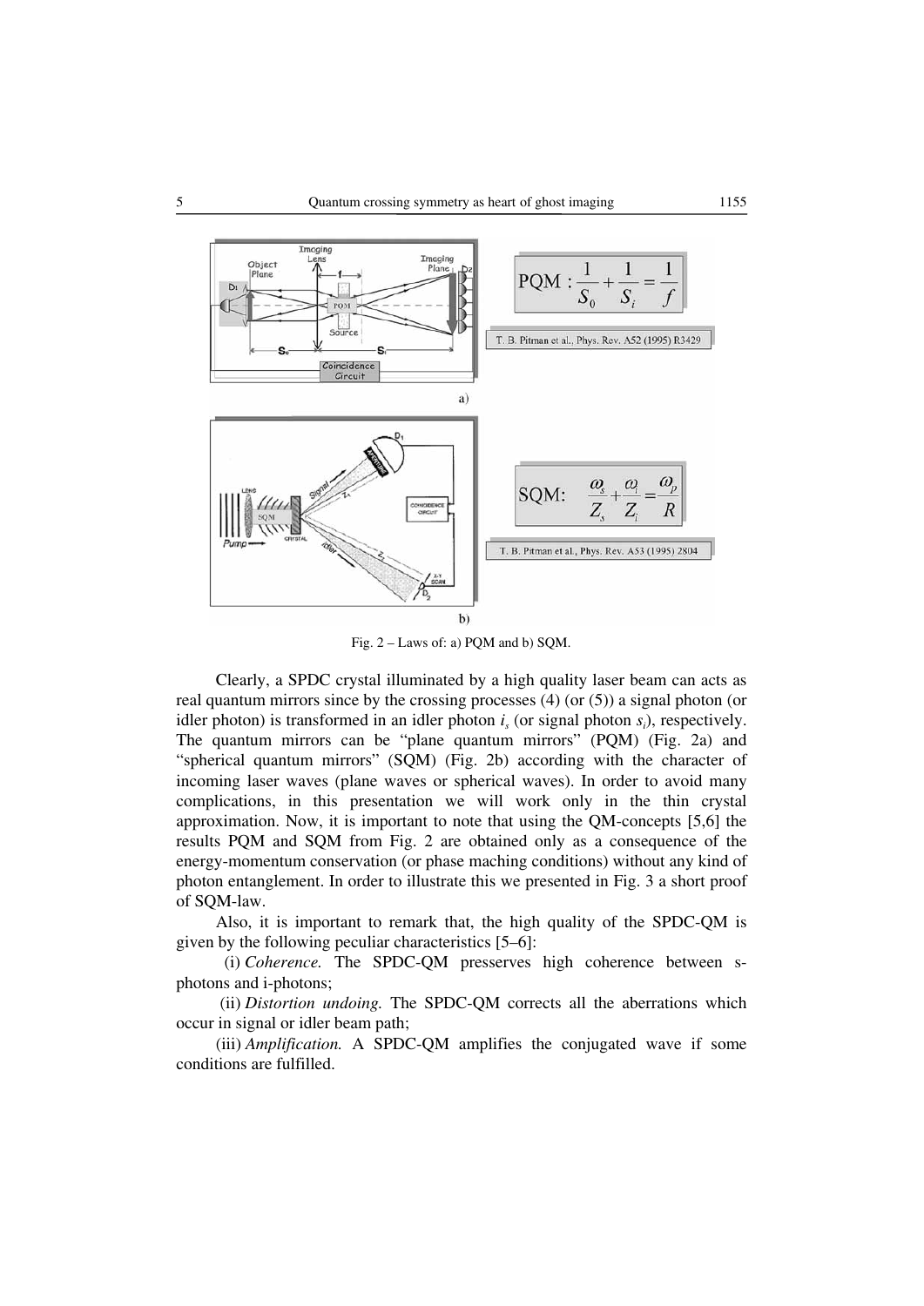Imaging Lens

Object Plane

Imaging Plane

$D_1$

$D_2$

PQM

Source

$S_o$

$S_i$

f

Coincidence Circuit

$$\text{PQM} : \frac{1}{S_0} + \frac{1}{S_i} = \frac{1}{f}$$

T. B. Pitman et al., Phys. Rev. A52 (1995) R3429

a)

$D_1$

Aperture

Signal

$Z_s$

LENS

SQM

CRYSTAL

Pump

COINCIDENCE CIRCUIT

Idler

$Z_i$

X-Y SCAN

$D_2$

$$\text{SQM:} \quad \frac{\omega_s}{Z_s} + \frac{\omega_i}{Z_i} = \frac{\omega_p}{R}$$

T. B. Pitman et al., Phys. Rev. A53 (1995) 2804

b)

Fig. 2 – Laws of: a) PQM and b) SQM.

Clearly, a SPDC crystal illuminated by a high quality laser beam can acts as real quantum mirrors since by the crossing processes (4) (or (5)) a signal photon (or idler photon) is transformed in an idler photon $i_s$ (or signal photon $s_i$), respectively. The quantum mirrors can be "plane quantum mirrors" (PQM) (Fig. 2a) and "spherical quantum mirrors" (SQM) (Fig. 2b) according with the character of incoming laser waves (plane waves or spherical waves). In order to avoid many complications, in this presentation we will work only in the thin crystal approximation. Now, it is important to note that using the QM-concepts [5,6] the results PQM and SQM from Fig. 2 are obtained only as a consequence of the energy-momentum conservation (or phase maching conditions) without any kind of photon entanglement. In order to illustrate this we presented in Fig. 3 a short proof of SQM-law.

Also, it is important to remark that, the high quality of the SPDC-QM is given by the following peculiar characteristics [5–6]:

(i) *Coherence.* The SPDC-QM presserves high coherence between s-photons and i-photons;

(ii) *Distortion undoing.* The SPDC-QM corrects all the aberrations which occur in signal or idler beam path;

(iii) *Amplification.* A SPDC-QM amplifies the conjugated wave if some conditions are fulfilled.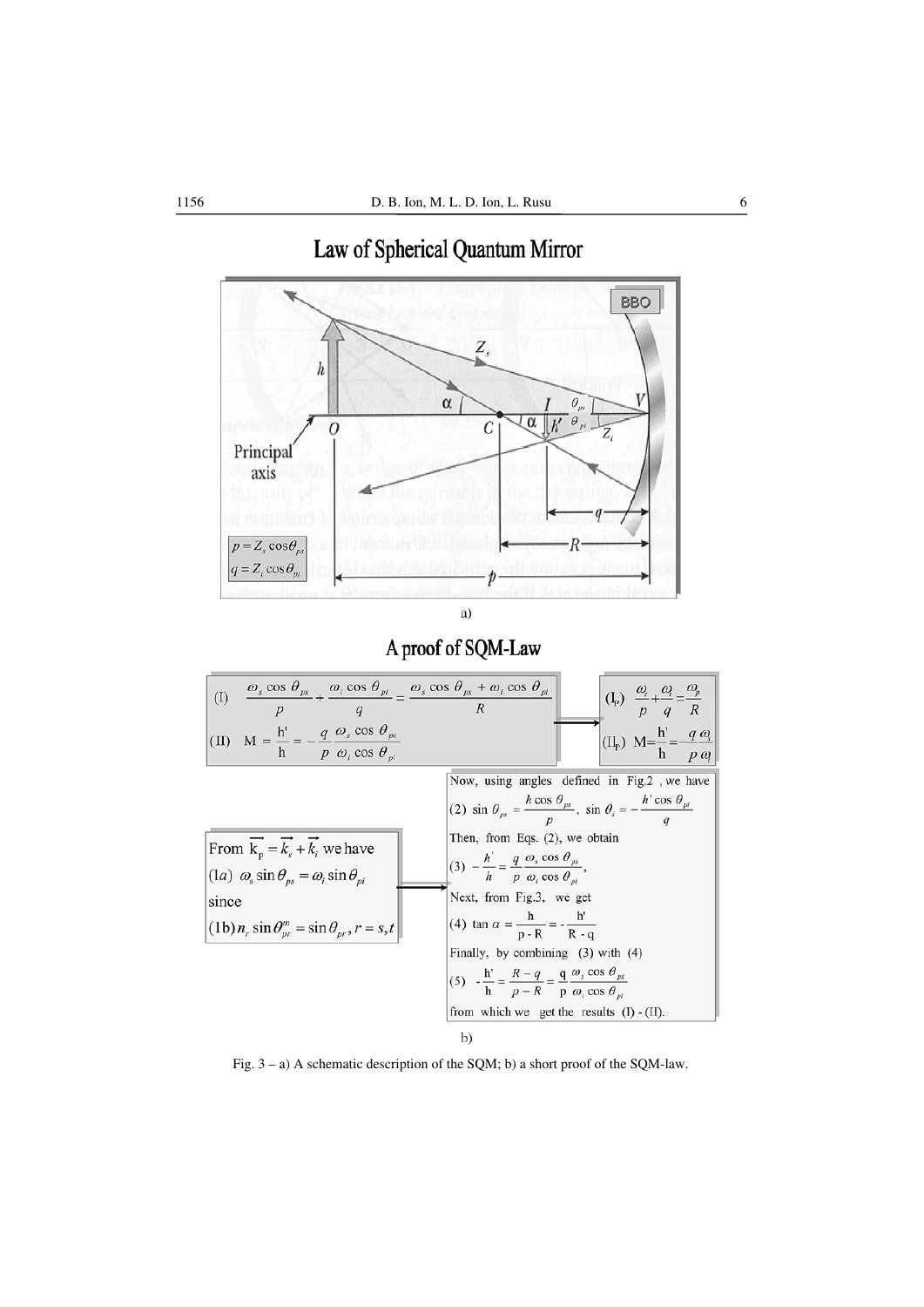# Law of Spherical Quantum Mirror

BBO

$h$

$Z_s$

$\alpha$

$I$

$\theta_{ps}$

$V$

$O$

$C$

$\alpha$

$h'$

$\theta_{pi}$

$Z_i$

Principal axis

$q$

$R$

$p$

$p = Z_s \cos\theta_{ps}$

$q = Z_i \cos\theta_{pi}$

a)

# A proof of SQM-Law

(I) $$\frac{\omega_s \cos\theta_{ps}}{p} + \frac{\omega_i \cos\theta_{pi}}{q} = \frac{\omega_s \cos\theta_{ps} + \omega_i \cos\theta_{pi}}{R}$$

(II) $$M = \frac{h'}{h} = -\frac{q}{p}\frac{\omega_s \cos\theta_{ps}}{\omega_i \cos\theta_{pi}}$$

($I_p$) $$\frac{\omega_s}{p} + \frac{\omega_i}{q} = \frac{\omega_p}{R}$$

($II_p$) $$M = \frac{h'}{h} = -\frac{q\,\omega_s}{p\,\omega_i}$$

From $\vec{k}_p = \vec{k}_s + \vec{k}_i$ we have

(1a) $\omega_s \sin\theta_{ps} = \omega_i \sin\theta_{pi}$

since

(1b) $n_r \sin\theta_{pr}^m = \sin\theta_{pr}, r = s,t$

Now, using angles defined in Fig.2, we have

(2) $\sin\theta_{ps} = \dfrac{h\cos\theta_{ps}}{p}$, $\sin\theta_i = -\dfrac{h'\cos\theta_{pi}}{q}$

Then, from Eqs. (2), we obtain

(3) $-\dfrac{h'}{h} = \dfrac{q}{p}\dfrac{\omega_s \cos\theta_{ps}}{\omega_i \cos\theta_{pi}}$,

Next, from Fig.3, we get

(4) $\tan\alpha = \dfrac{h}{p-R} = -\dfrac{h'}{R-q}$

Finally, by combining (3) with (4)

(5) $-\dfrac{h'}{h} = \dfrac{R-q}{p-R} = \dfrac{q}{p}\dfrac{\omega_s \cos\theta_{ps}}{\omega_i \cos\theta_{pi}}$

from which we get the results (I) - (II).

b)

Fig. 3 – a) A schematic description of the SQM; b) a short proof of the SQM-law.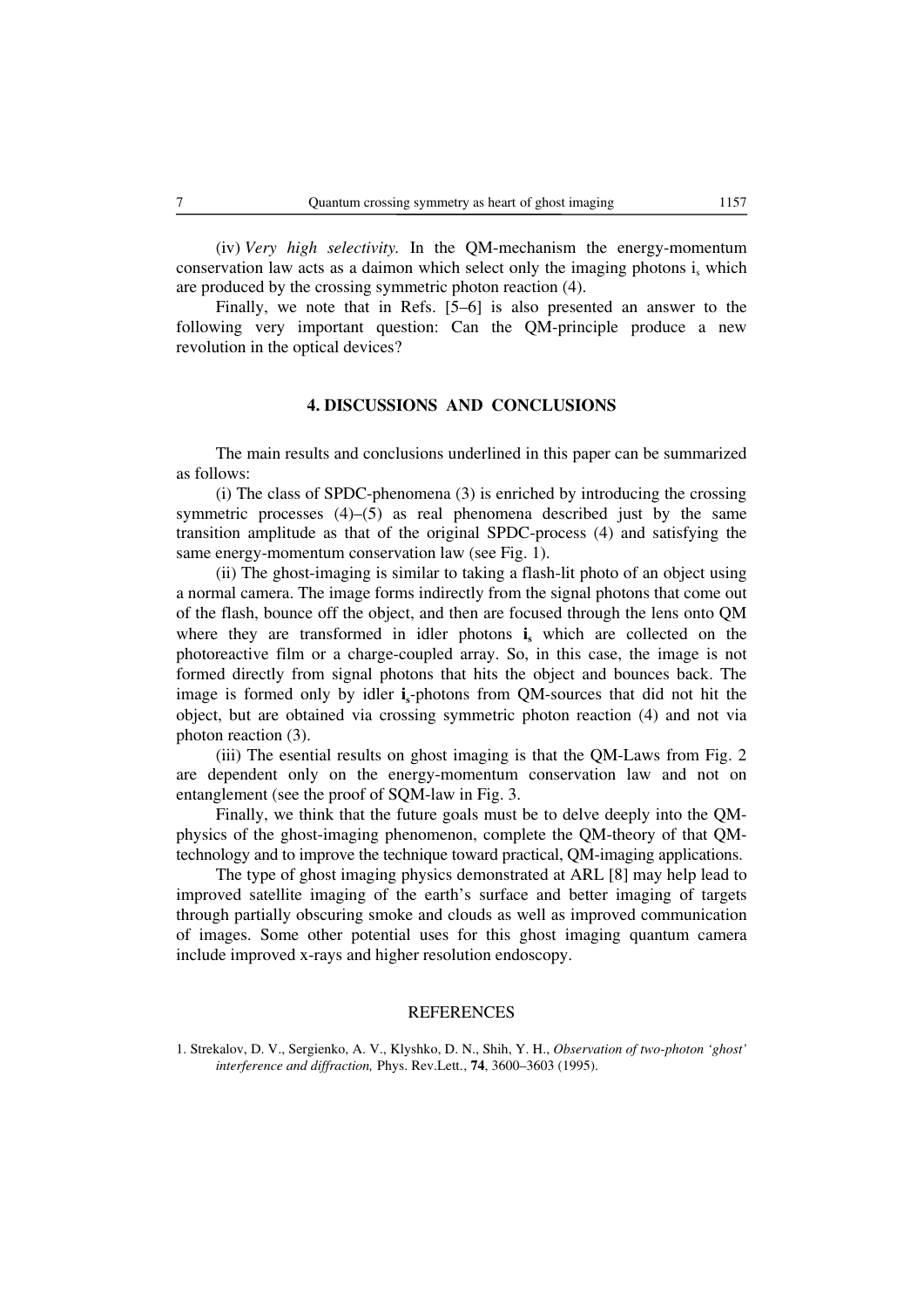(iv) *Very high selectivity.* In the QM-mechanism the energy-momentum conservation law acts as a daimon which select only the imaging photons $i_s$ which are produced by the crossing symmetric photon reaction (4).

Finally, we note that in Refs. [5–6] is also presented an answer to the following very important question: Can the QM-principle produce a new revolution in the optical devices?

## 4. DISCUSSIONS AND CONCLUSIONS

The main results and conclusions underlined in this paper can be summarized as follows:

(i) The class of SPDC-phenomena (3) is enriched by introducing the crossing symmetric processes (4)–(5) as real phenomena described just by the same transition amplitude as that of the original SPDC-process (4) and satisfying the same energy-momentum conservation law (see Fig. 1).

(ii) The ghost-imaging is similar to taking a flash-lit photo of an object using a normal camera. The image forms indirectly from the signal photons that come out of the flash, bounce off the object, and then are focused through the lens onto QM where they are transformed in idler photons $\mathbf{i_s}$ which are collected on the photoreactive film or a charge-coupled array. So, in this case, the image is not formed directly from signal photons that hits the object and bounces back. The image is formed only by idler $\mathbf{i_s}$-photons from QM-sources that did not hit the object, but are obtained via crossing symmetric photon reaction (4) and not via photon reaction (3).

(iii) The esential results on ghost imaging is that the QM-Laws from Fig. 2 are dependent only on the energy-momentum conservation law and not on entanglement (see the proof of SQM-law in Fig. 3.

Finally, we think that the future goals must be to delve deeply into the QM-physics of the ghost-imaging phenomenon, complete the QM-theory of that QM-technology and to improve the technique toward practical, QM-imaging applications.

The type of ghost imaging physics demonstrated at ARL [8] may help lead to improved satellite imaging of the earth's surface and better imaging of targets through partially obscuring smoke and clouds as well as improved communication of images. Some other potential uses for this ghost imaging quantum camera include improved x-rays and higher resolution endoscopy.

## REFERENCES

1. Strekalov, D. V., Sergienko, A. V., Klyshko, D. N., Shih, Y. H., *Observation of two-photon 'ghost' interference and diffraction,* Phys. Rev.Lett., **74**, 3600–3603 (1995).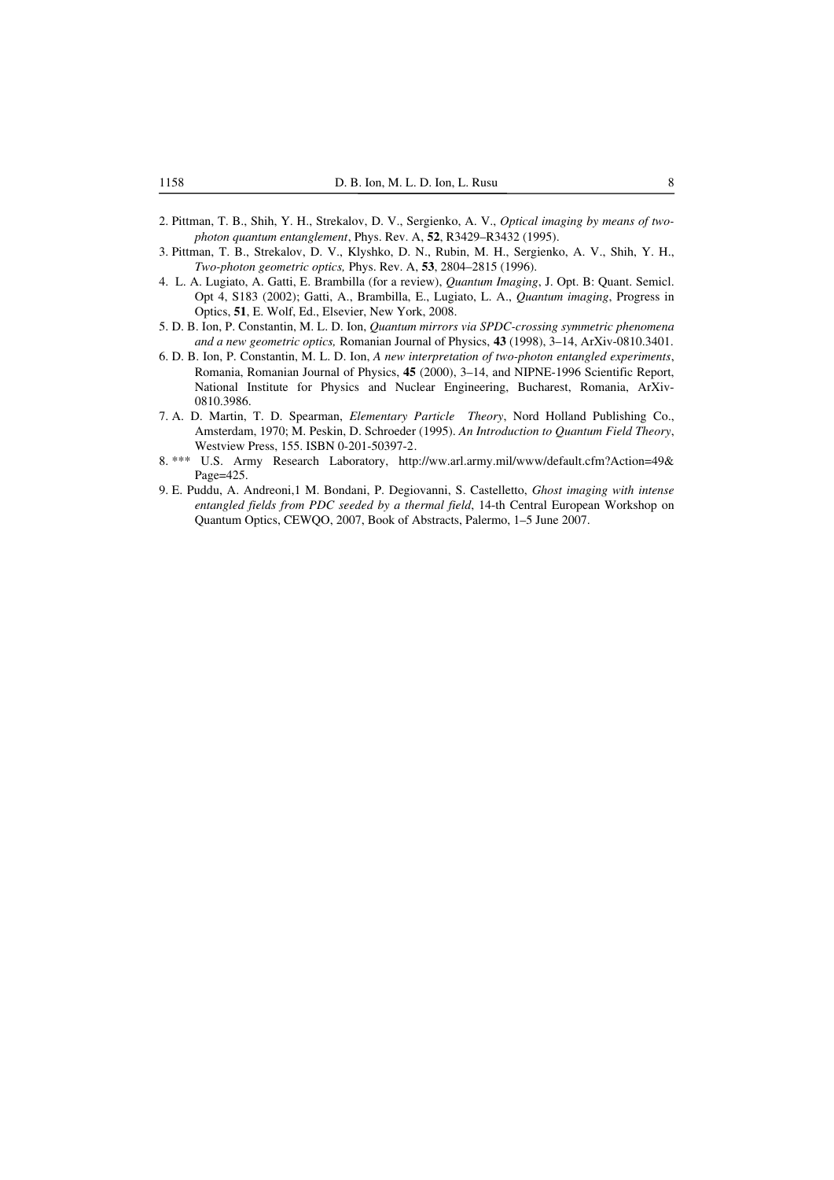2. Pittman, T. B., Shih, Y. H., Strekalov, D. V., Sergienko, A. V., *Optical imaging by means of two-photon quantum entanglement*, Phys. Rev. A, **52**, R3429–R3432 (1995).
3. Pittman, T. B., Strekalov, D. V., Klyshko, D. N., Rubin, M. H., Sergienko, A. V., Shih, Y. H., *Two-photon geometric optics,* Phys. Rev. A, **53**, 2804–2815 (1996).
4. L. A. Lugiato, A. Gatti, E. Brambilla (for a review), *Quantum Imaging*, J. Opt. B: Quant. Semicl. Opt 4, S183 (2002); Gatti, A., Brambilla, E., Lugiato, L. A., *Quantum imaging*, Progress in Optics, **51**, E. Wolf, Ed., Elsevier, New York, 2008.
5. D. B. Ion, P. Constantin, M. L. D. Ion, *Quantum mirrors via SPDC-crossing symmetric phenomena and a new geometric optics,* Romanian Journal of Physics, **43** (1998), 3–14, ArXiv-0810.3401.
6. D. B. Ion, P. Constantin, M. L. D. Ion, *A new interpretation of two-photon entangled experiments*, Romania, Romanian Journal of Physics, **45** (2000), 3–14, and NIPNE-1996 Scientific Report, National Institute for Physics and Nuclear Engineering, Bucharest, Romania, ArXiv-0810.3986.
7. A. D. Martin, T. D. Spearman, *Elementary Particle Theory*, Nord Holland Publishing Co., Amsterdam, 1970; M. Peskin, D. Schroeder (1995). *An Introduction to Quantum Field Theory*, Westview Press, 155. ISBN 0-201-50397-2.
8. *** U.S. Army Research Laboratory, http://ww.arl.army.mil/www/default.cfm?Action=49&Page=425.
9. E. Puddu, A. Andreoni,1 M. Bondani, P. Degiovanni, S. Castelletto, *Ghost imaging with intense entangled fields from PDC seeded by a thermal field*, 14-th Central European Workshop on Quantum Optics, CEWQO, 2007, Book of Abstracts, Palermo, 1–5 June 2007.